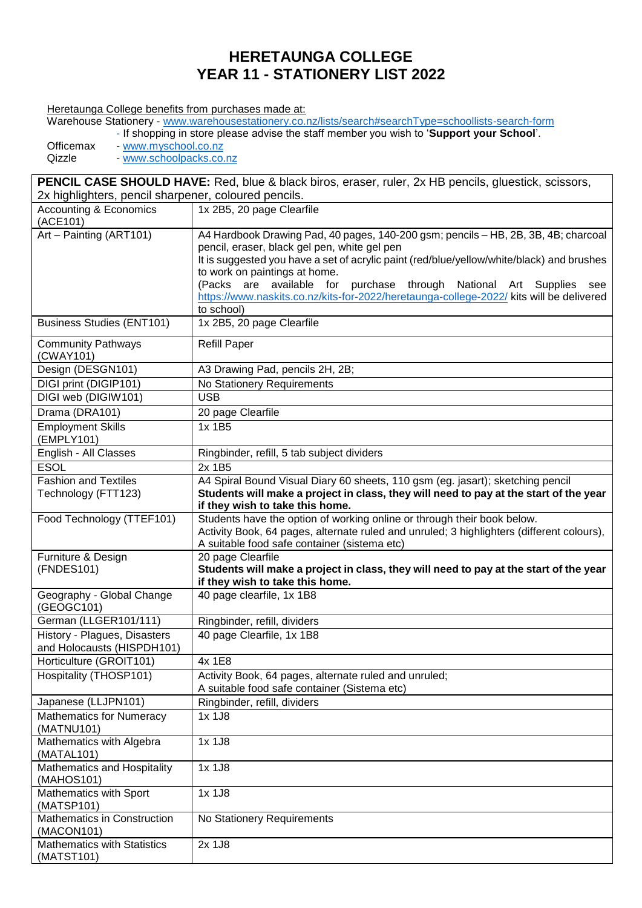# HERETAUNGA COLLEGE
# YEAR 11 - STATIONERY LIST 2022

Heretaunga College benefits from purchases made at:

Warehouse Stationery - www.warehousestationery.co.nz/lists/search#searchType=schoollists-search-form
- If shopping in store please advise the staff member you wish to '**Support your School**'.

Officemax - www.myschool.co.nz

Qizzle - www.schoolpacks.co.nz

| **PENCIL CASE SHOULD HAVE:** Red, blue & black biros, eraser, ruler, 2x HB pencils, gluestick, scissors, 2x highlighters, pencil sharpener, coloured pencils. | |
|---|---|
| Accounting & Economics (ACE101) | 1x 2B5, 20 page Clearfile |
| Art – Painting (ART101) | A4 Hardbook Drawing Pad, 40 pages, 140-200 gsm; pencils – HB, 2B, 3B, 4B; charcoal pencil, eraser, black gel pen, white gel pen<br>It is suggested you have a set of acrylic paint (red/blue/yellow/white/black) and brushes to work on paintings at home.<br>(Packs are available for purchase through National Art Supplies see https://www.naskits.co.nz/kits-for-2022/heretaunga-college-2022/ kits will be delivered to school) |
| Business Studies (ENT101) | 1x 2B5, 20 page Clearfile |
| Community Pathways (CWAY101) | Refill Paper |
| Design (DESGN101) | A3 Drawing Pad, pencils 2H, 2B; |
| DIGI print (DIGIP101) | No Stationery Requirements |
| DIGI web (DIGIW101) | USB |
| Drama (DRA101) | 20 page Clearfile |
| Employment Skills (EMPLY101) | 1x 1B5 |
| English - All Classes | Ringbinder, refill, 5 tab subject dividers |
| ESOL | 2x 1B5 |
| Fashion and Textiles Technology (FTT123) | A4 Spiral Bound Visual Diary 60 sheets, 110 gsm (eg. jasart); sketching pencil<br>**Students will make a project in class, they will need to pay at the start of the year if they wish to take this home.** |
| Food Technology (TTEF101) | Students have the option of working online or through their book below.<br>Activity Book, 64 pages, alternate ruled and unruled; 3 highlighters (different colours), A suitable food safe container (sistema etc) |
| Furniture & Design (FNDES101) | 20 page Clearfile<br>**Students will make a project in class, they will need to pay at the start of the year if they wish to take this home.** |
| Geography - Global Change (GEOGC101) | 40 page clearfile, 1x 1B8 |
| German (LLGER101/111) | Ringbinder, refill, dividers |
| History - Plagues, Disasters and Holocausts (HISPDH101) | 40 page Clearfile, 1x 1B8 |
| Horticulture (GROIT101) | 4x 1E8 |
| Hospitality (THOSP101) | Activity Book, 64 pages, alternate ruled and unruled;<br>A suitable food safe container (Sistema etc) |
| Japanese (LLJPN101) | Ringbinder, refill, dividers |
| Mathematics for Numeracy (MATNU101) | 1x 1J8 |
| Mathematics with Algebra (MATAL101) | 1x 1J8 |
| Mathematics and Hospitality (MAHOS101) | 1x 1J8 |
| Mathematics with Sport (MATSP101) | 1x 1J8 |
| Mathematics in Construction (MACON101) | No Stationery Requirements |
| Mathematics with Statistics (MATST101) | 2x 1J8 |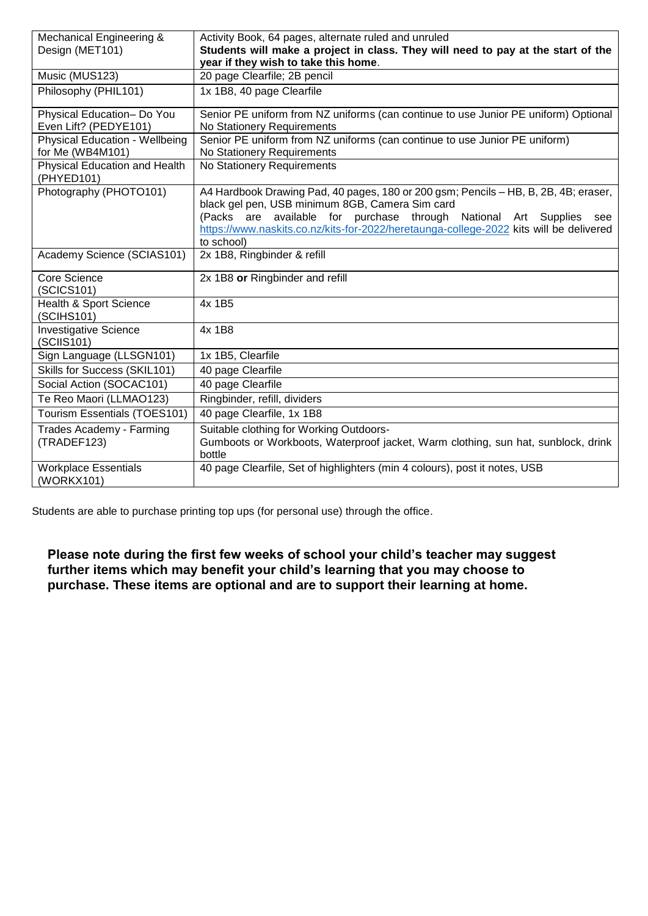| | |
|---|---|
| Mechanical Engineering & Design (MET101) | Activity Book, 64 pages, alternate ruled and unruled<br>**Students will make a project in class. They will need to pay at the start of the year if they wish to take this home**. |
| Music (MUS123) | 20 page Clearfile; 2B pencil |
| Philosophy (PHIL101) | 1x 1B8, 40 page Clearfile |
| Physical Education– Do You Even Lift? (PEDYE101) | Senior PE uniform from NZ uniforms (can continue to use Junior PE uniform) Optional<br>No Stationery Requirements |
| Physical Education - Wellbeing for Me (WB4M101) | Senior PE uniform from NZ uniforms (can continue to use Junior PE uniform)<br>No Stationery Requirements |
| Physical Education and Health (PHYED101) | No Stationery Requirements |
| Photography (PHOTO101) | A4 Hardbook Drawing Pad, 40 pages, 180 or 200 gsm; Pencils – HB, B, 2B, 4B; eraser, black gel pen, USB minimum 8GB, Camera Sim card<br>(Packs are available for purchase through National Art Supplies see https://www.naskits.co.nz/kits-for-2022/heretaunga-college-2022 kits will be delivered to school) |
| Academy Science (SCIAS101) | 2x 1B8, Ringbinder & refill |
| Core Science (SCICS101) | 2x 1B8 **or** Ringbinder and refill |
| Health & Sport Science (SCIHS101) | 4x 1B5 |
| Investigative Science (SCIIS101) | 4x 1B8 |
| Sign Language (LLSGN101) | 1x 1B5, Clearfile |
| Skills for Success (SKIL101) | 40 page Clearfile |
| Social Action (SOCAC101) | 40 page Clearfile |
| Te Reo Maori (LLMAO123) | Ringbinder, refill, dividers |
| Tourism Essentials (TOES101) | 40 page Clearfile, 1x 1B8 |
| Trades Academy - Farming (TRADEF123) | Suitable clothing for Working Outdoors-<br>Gumboots or Workboots, Waterproof jacket, Warm clothing, sun hat, sunblock, drink bottle |
| Workplace Essentials (WORKX101) | 40 page Clearfile, Set of highlighters (min 4 colours), post it notes, USB |

Students are able to purchase printing top ups (for personal use) through the office.

**Please note during the first few weeks of school your child's teacher may suggest further items which may benefit your child's learning that you may choose to purchase. These items are optional and are to support their learning at home.**